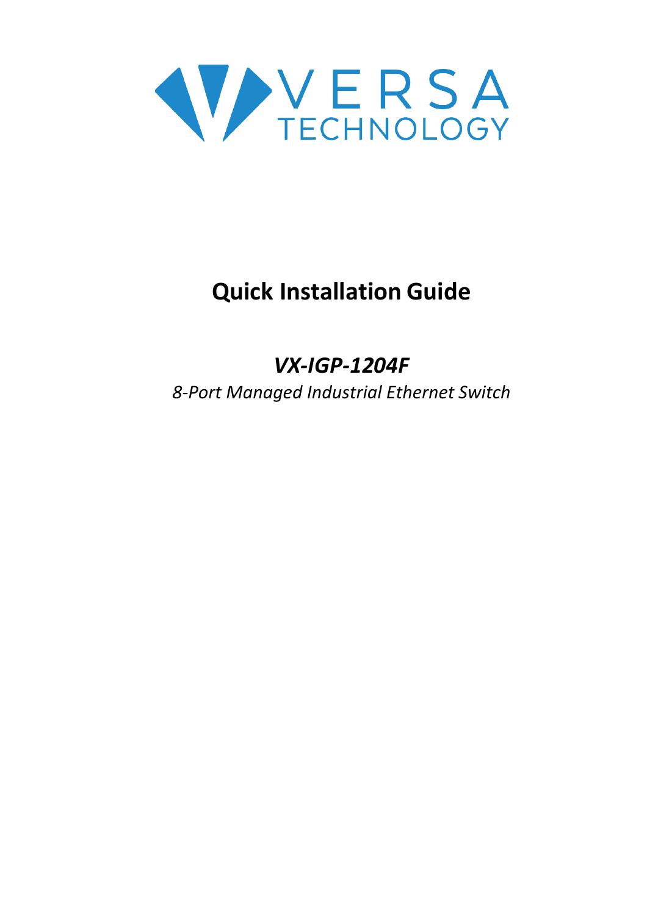VERSA TECHNOLOGY

# Quick Installation Guide

## *VX-IGP-1204F*

*8-Port Managed Industrial Ethernet Switch*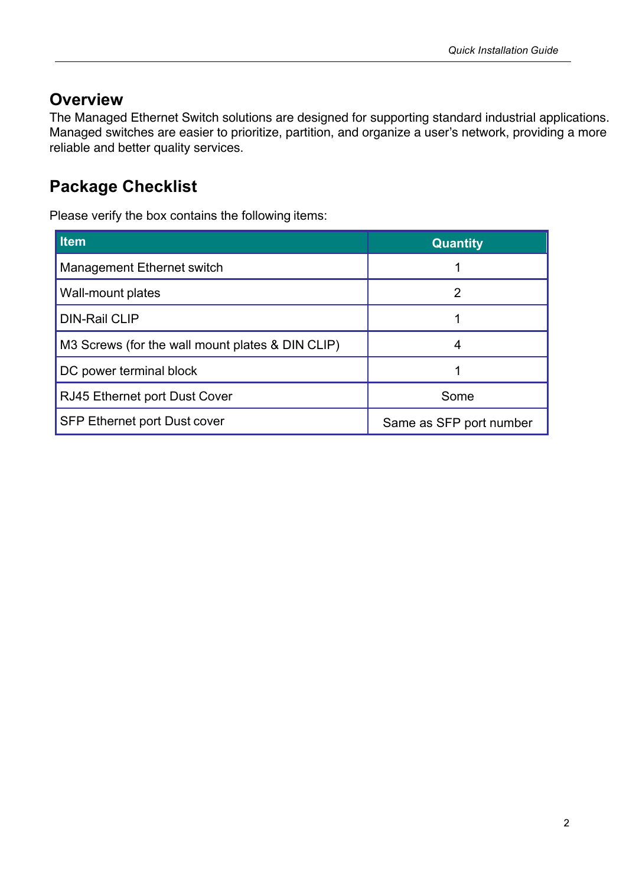## Overview

The Managed Ethernet Switch solutions are designed for supporting standard industrial applications. Managed switches are easier to prioritize, partition, and organize a user's network, providing a more reliable and better quality services.

## Package Checklist

Please verify the box contains the following items:

| Item | Quantity |
|---|---|
| Management Ethernet switch | 1 |
| Wall-mount plates | 2 |
| DIN-Rail CLIP | 1 |
| M3 Screws (for the wall mount plates & DIN CLIP) | 4 |
| DC power terminal block | 1 |
| RJ45 Ethernet port Dust Cover | Some |
| SFP Ethernet port Dust cover | Same as SFP port number |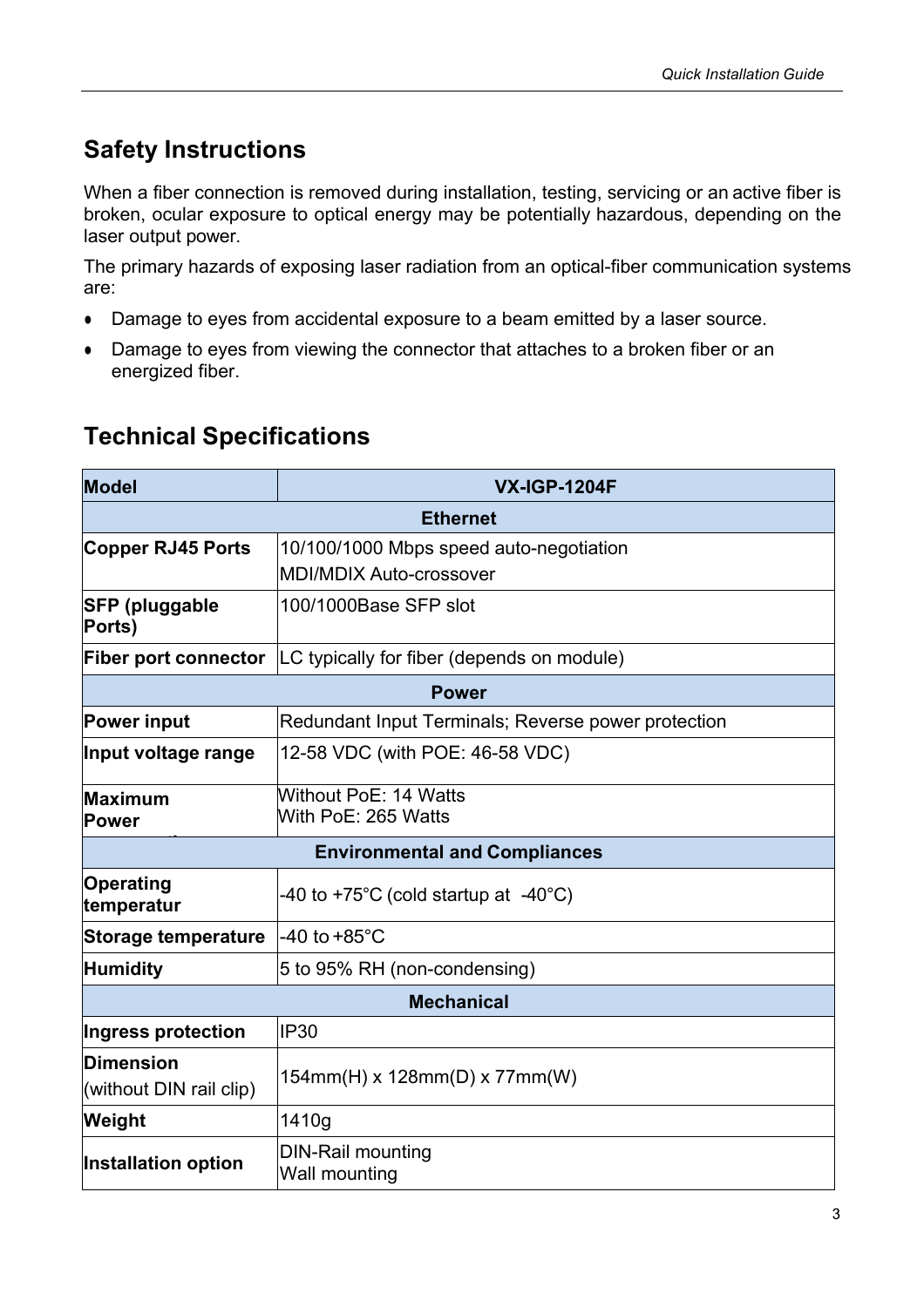## Safety Instructions

When a fiber connection is removed during installation, testing, servicing or an active fiber is broken, ocular exposure to optical energy may be potentially hazardous, depending on the laser output power.

The primary hazards of exposing laser radiation from an optical-fiber communication systems are:

- Damage to eyes from accidental exposure to a beam emitted by a laser source.
- Damage to eyes from viewing the connector that attaches to a broken fiber or an energized fiber.

## Technical Specifications

| Model | VX-IGP-1204F |
|---|---|
| **Ethernet** | |
| **Copper RJ45 Ports** | 10/100/1000 Mbps speed auto-negotiation<br>MDI/MDIX Auto-crossover |
| **SFP (pluggable Ports)** | 100/1000Base SFP slot |
| **Fiber port connector** | LC typically for fiber (depends on module) |
| **Power** | |
| **Power input** | Redundant Input Terminals; Reverse power protection |
| **Input voltage range** | 12-58 VDC (with POE: 46-58 VDC) |
| **Maximum Power** | Without PoE: 14 Watts<br>With PoE: 265 Watts |
| **Environmental and Compliances** | |
| **Operating temperatur** | -40 to +75°C (cold startup at -40°C) |
| **Storage temperature** | -40 to +85°C |
| **Humidity** | 5 to 95% RH (non-condensing) |
| **Mechanical** | |
| **Ingress protection** | IP30 |
| **Dimension** (without DIN rail clip) | 154mm(H) x 128mm(D) x 77mm(W) |
| **Weight** | 1410g |
| **Installation option** | DIN-Rail mounting<br>Wall mounting |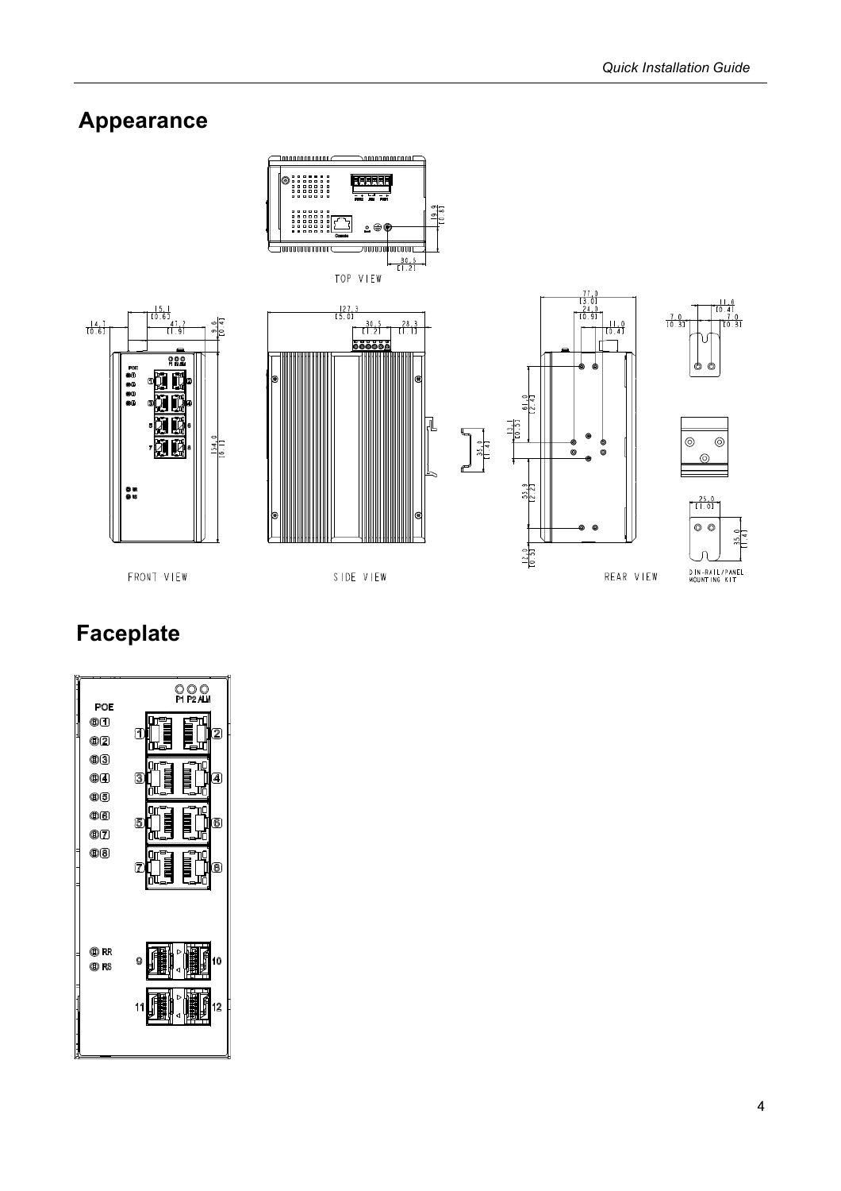## Appearance

## Faceplate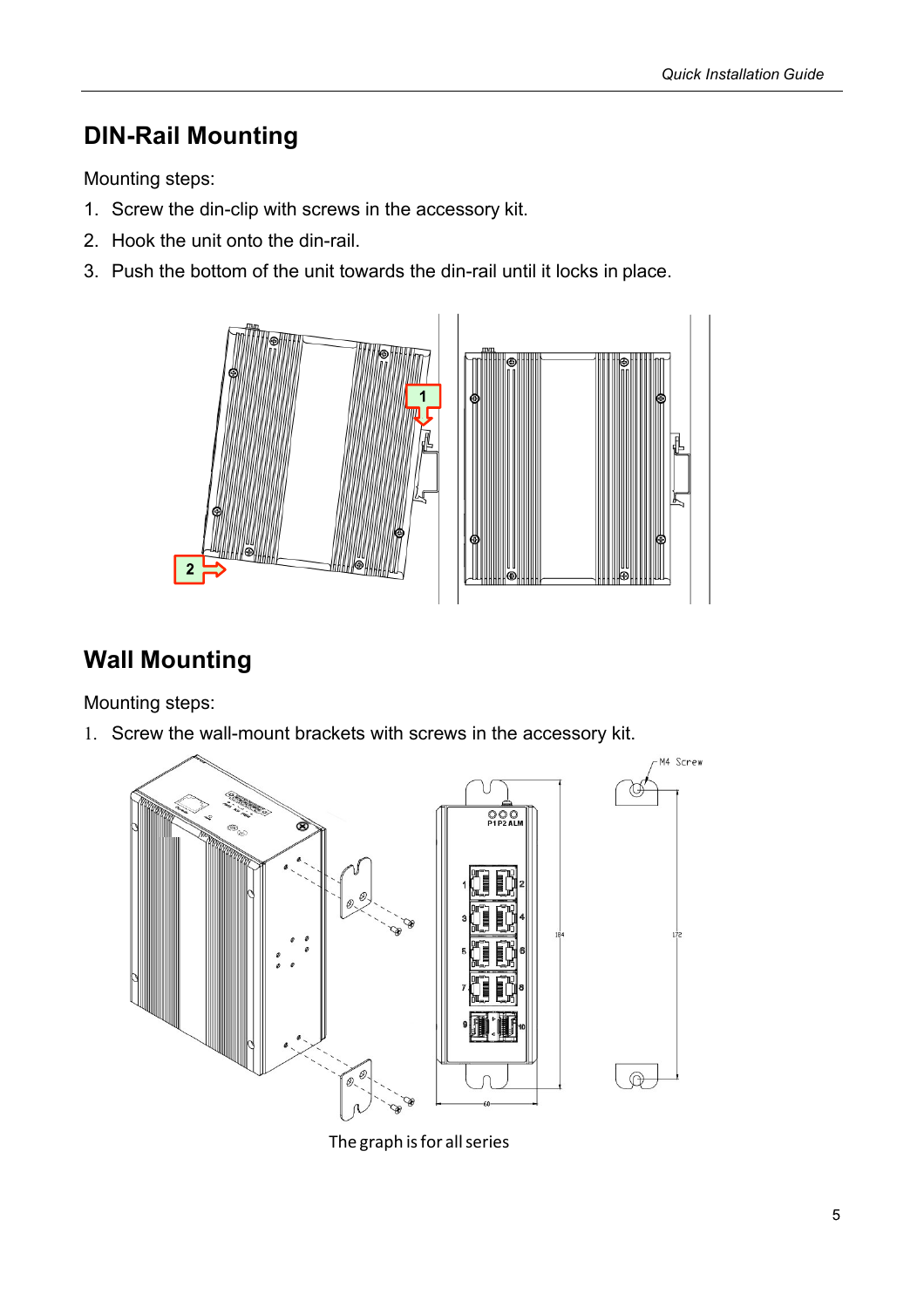## DIN-Rail Mounting

Mounting steps:

1. Screw the din-clip with screws in the accessory kit.
2. Hook the unit onto the din-rail.
3. Push the bottom of the unit towards the din-rail until it locks in place.

## Wall Mounting

Mounting steps:

1. Screw the wall-mount brackets with screws in the accessory kit.

The graph is for all series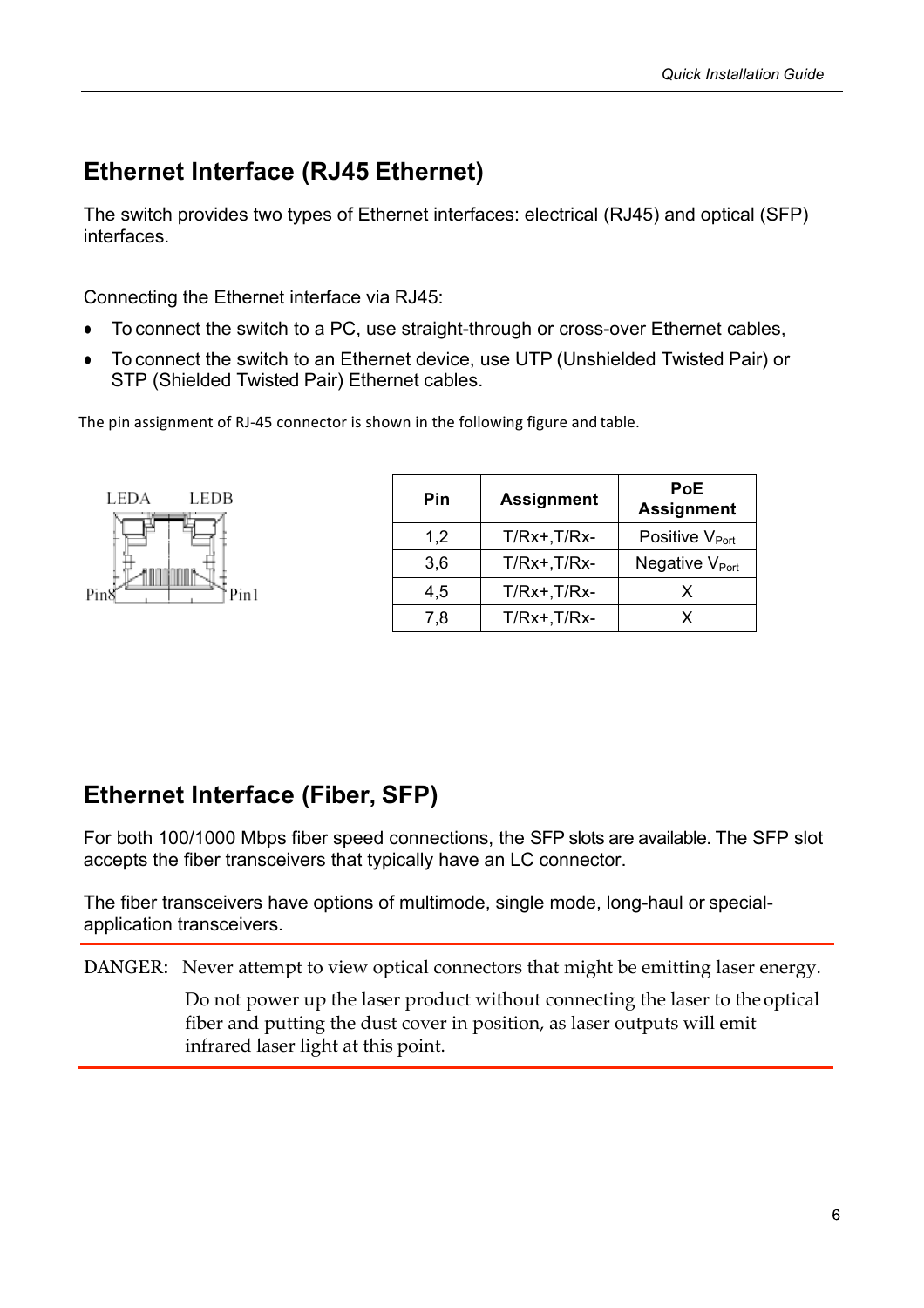## Ethernet Interface (RJ45 Ethernet)

The switch provides two types of Ethernet interfaces: electrical (RJ45) and optical (SFP) interfaces.

Connecting the Ethernet interface via RJ45:

- To connect the switch to a PC, use straight-through or cross-over Ethernet cables,
- To connect the switch to an Ethernet device, use UTP (Unshielded Twisted Pair) or STP (Shielded Twisted Pair) Ethernet cables.

The pin assignment of RJ-45 connector is shown in the following figure and table.

LEDA LEDB

Pin8 Pin1

| Pin | Assignment | PoE Assignment |
|---|---|---|
| 1,2 | T/Rx+,T/Rx- | Positive $V_{Port}$ |
| 3,6 | T/Rx+,T/Rx- | Negative $V_{Port}$ |
| 4,5 | T/Rx+,T/Rx- | X |
| 7,8 | T/Rx+,T/Rx- | X |

## Ethernet Interface (Fiber, SFP)

For both 100/1000 Mbps fiber speed connections, the SFP slots are available. The SFP slot accepts the fiber transceivers that typically have an LC connector.

The fiber transceivers have options of multimode, single mode, long-haul or special-application transceivers.

DANGER: Never attempt to view optical connectors that might be emitting laser energy.

Do not power up the laser product without connecting the laser to the optical fiber and putting the dust cover in position, as laser outputs will emit infrared laser light at this point.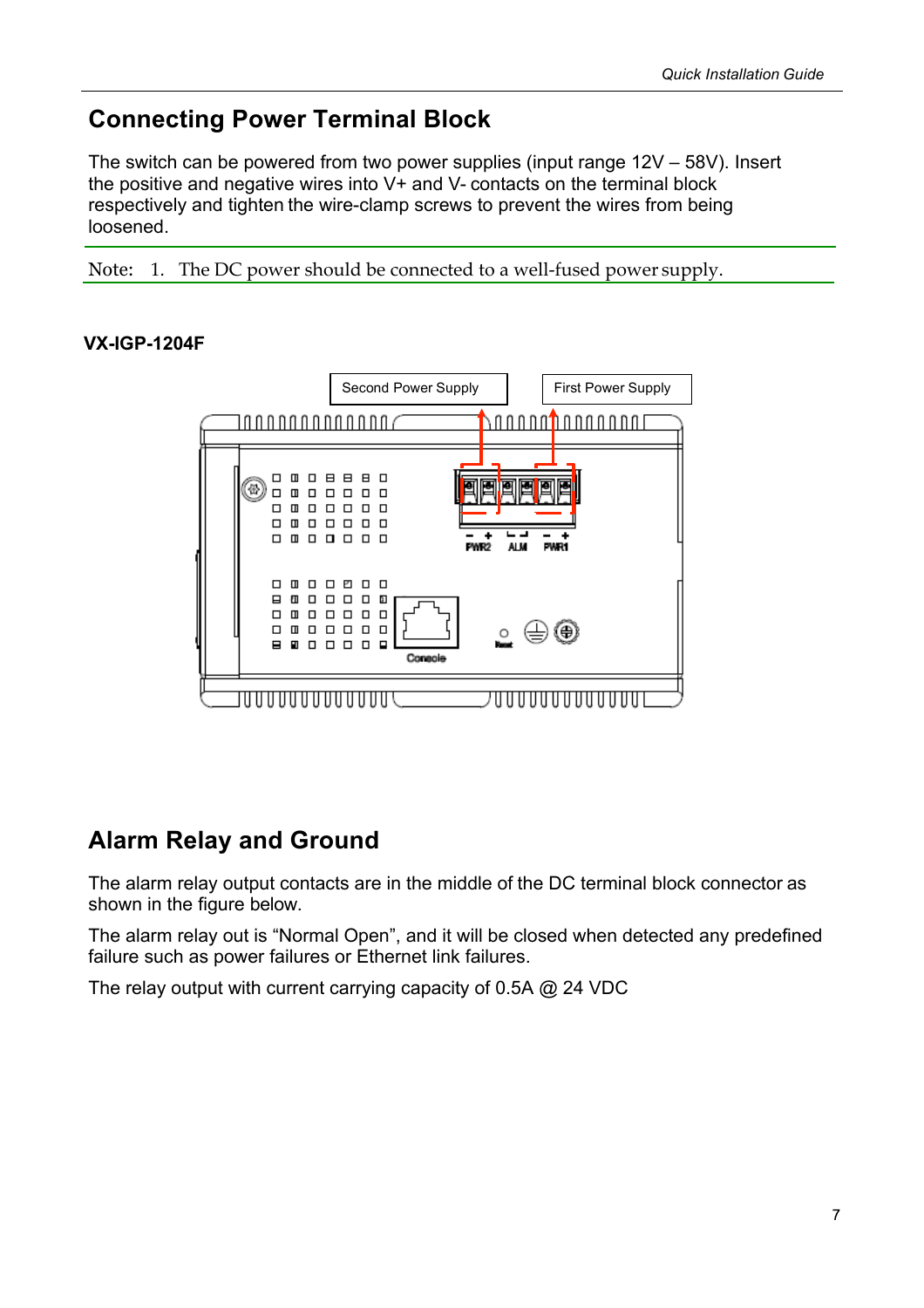## Connecting Power Terminal Block

The switch can be powered from two power supplies (input range 12V – 58V). Insert the positive and negative wires into V+ and V- contacts on the terminal block respectively and tighten the wire-clamp screws to prevent the wires from being loosened.

Note: 1. The DC power should be connected to a well-fused power supply.

**VX-IGP-1204F**

## Alarm Relay and Ground

The alarm relay output contacts are in the middle of the DC terminal block connector as shown in the figure below.

The alarm relay out is "Normal Open", and it will be closed when detected any predefined failure such as power failures or Ethernet link failures.

The relay output with current carrying capacity of 0.5A @ 24 VDC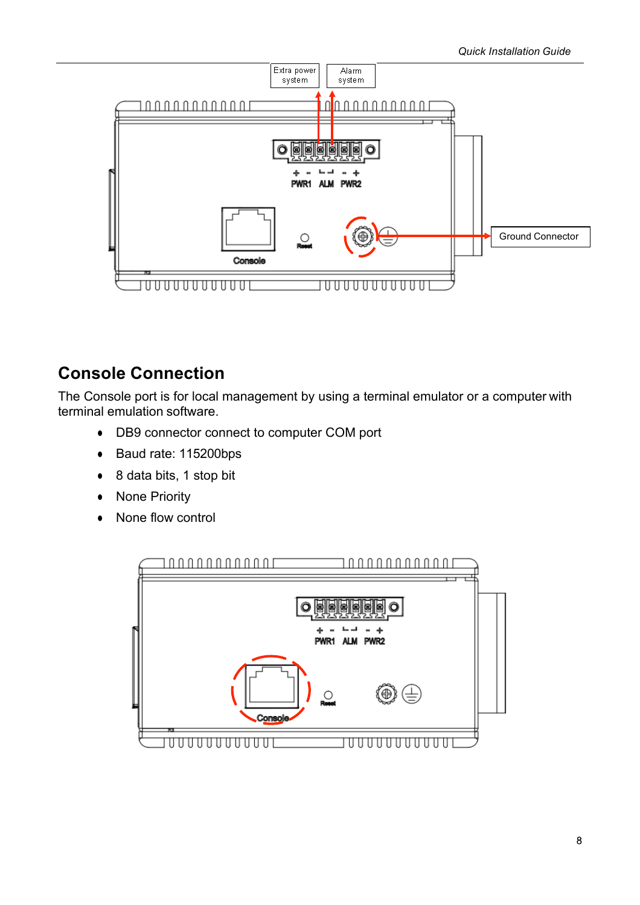## Console Connection

The Console port is for local management by using a terminal emulator or a computer with terminal emulation software.

- DB9 connector connect to computer COM port
- Baud rate: 115200bps
- 8 data bits, 1 stop bit
- None Priority
- None flow control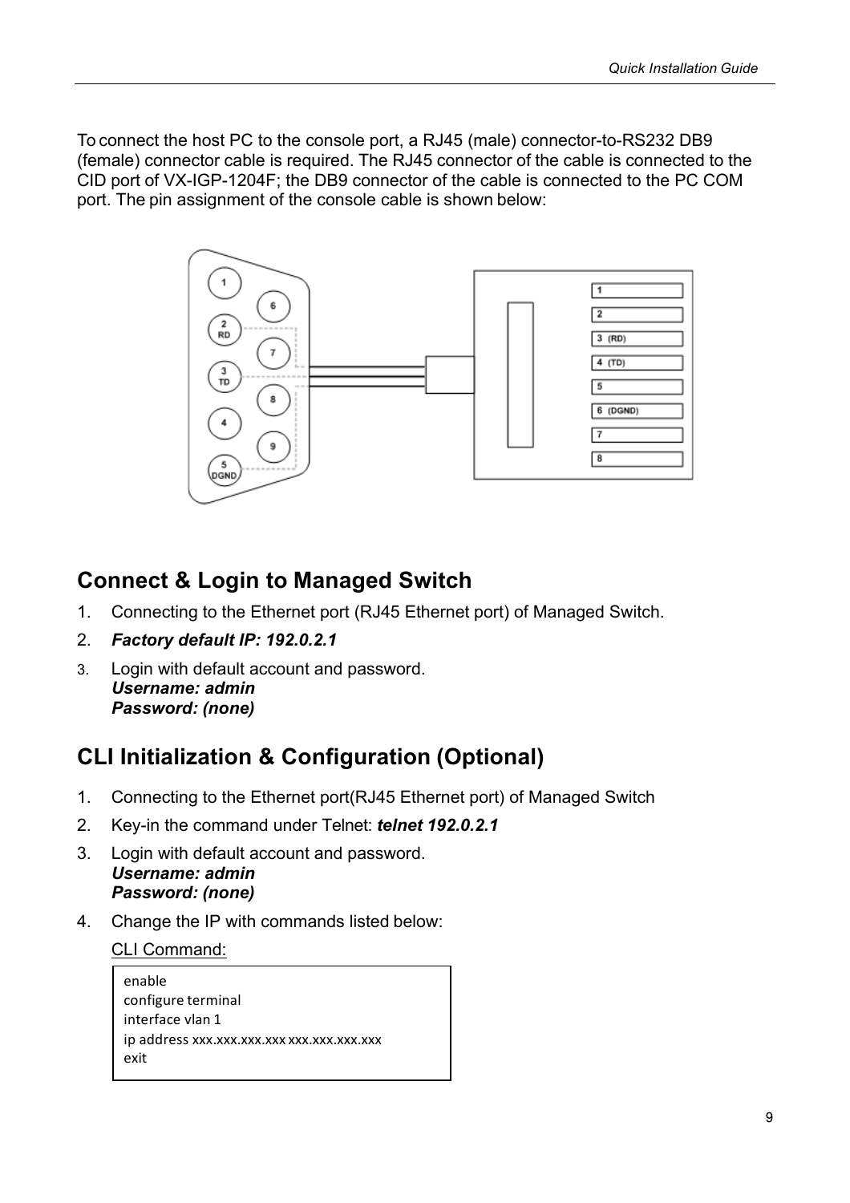To connect the host PC to the console port, a RJ45 (male) connector-to-RS232 DB9 (female) connector cable is required. The RJ45 connector of the cable is connected to the CID port of VX-IGP-1204F; the DB9 connector of the cable is connected to the PC COM port. The pin assignment of the console cable is shown below:

## Connect & Login to Managed Switch

1. Connecting to the Ethernet port (RJ45 Ethernet port) of Managed Switch.
2. ***Factory default IP: 192.0.2.1***
3. Login with default account and password.
   ***Username: admin***
   ***Password: (none)***

## CLI Initialization & Configuration (Optional)

1. Connecting to the Ethernet port(RJ45 Ethernet port) of Managed Switch
2. Key-in the command under Telnet: ***telnet 192.0.2.1***
3. Login with default account and password.
   ***Username: admin***
   ***Password: (none)***
4. Change the IP with commands listed below:

   CLI Command:

```
enable
configure terminal
interface vlan 1
ip address xxx.xxx.xxx.xxx xxx.xxx.xxx.xxx
exit
```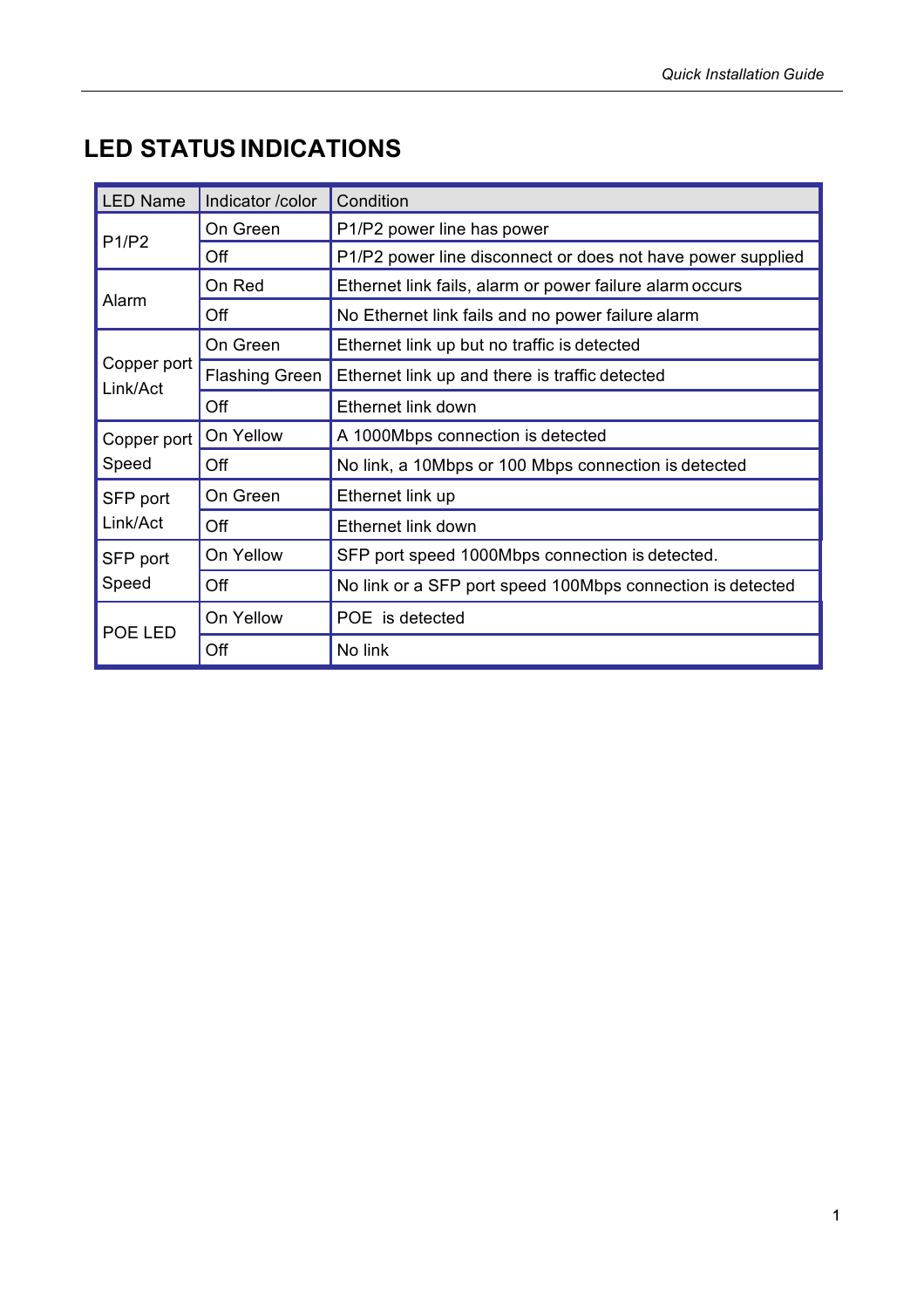# LED STATUS INDICATIONS

| LED Name | Indicator /color | Condition |
|---|---|---|
| P1/P2 | On Green | P1/P2 power line has power |
| | Off | P1/P2 power line disconnect or does not have power supplied |
| Alarm | On Red | Ethernet link fails, alarm or power failure alarm occurs |
| | Off | No Ethernet link fails and no power failure alarm |
| Copper port Link/Act | On Green | Ethernet link up but no traffic is detected |
| | Flashing Green | Ethernet link up and there is traffic detected |
| | Off | Ethernet link down |
| Copper port Speed | On Yellow | A 1000Mbps connection is detected |
| | Off | No link, a 10Mbps or 100 Mbps connection is detected |
| SFP port Link/Act | On Green | Ethernet link up |
| | Off | Ethernet link down |
| SFP port Speed | On Yellow | SFP port speed 1000Mbps connection is detected. |
| | Off | No link or a SFP port speed 100Mbps connection is detected |
| POE LED | On Yellow | POE is detected |
| | Off | No link |